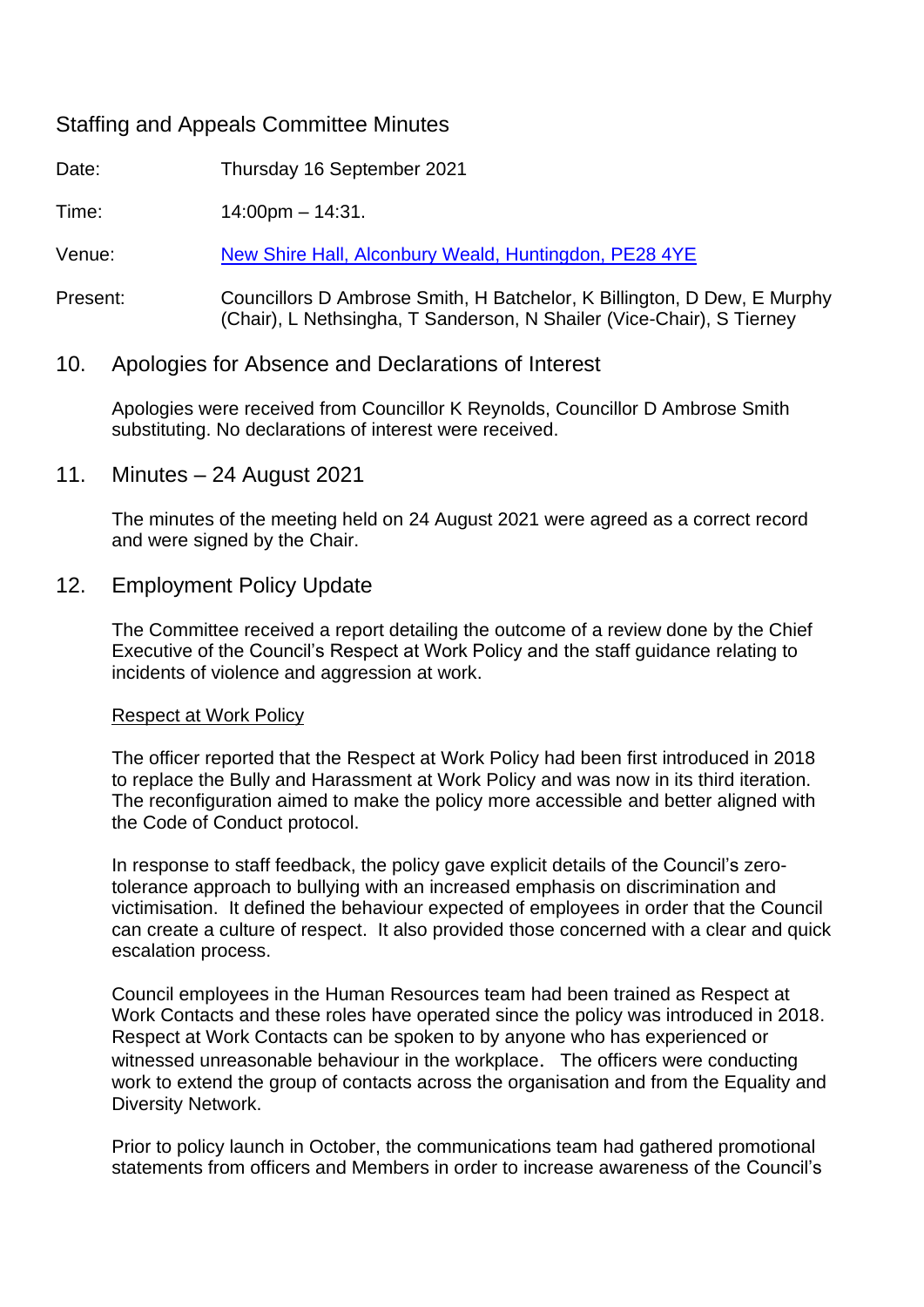# Staffing and Appeals Committee Minutes

Date: Thursday 16 September 2021

Time: 14:00pm – 14:31.

Venue: [New Shire Hall, Alconbury Weald, Huntingdon, PE28 4YE]

Present: Councillors D Ambrose Smith, H Batchelor, K Billington, D Dew, E Murphy (Chair), L Nethsingha, T Sanderson, N Shailer (Vice-Chair), S Tierney

## 10. Apologies for Absence and Declarations of Interest

Apologies were received from Councillor K Reynolds, Councillor D Ambrose Smith substituting. No declarations of interest were received.

## 11. Minutes – 24 August 2021

The minutes of the meeting held on 24 August 2021 were agreed as a correct record and were signed by the Chair.

## 12. Employment Policy Update

The Committee received a report detailing the outcome of a review done by the Chief Executive of the Council's Respect at Work Policy and the staff guidance relating to incidents of violence and aggression at work.

<u>Respect at Work Policy</u>

The officer reported that the Respect at Work Policy had been first introduced in 2018 to replace the Bully and Harassment at Work Policy and was now in its third iteration. The reconfiguration aimed to make the policy more accessible and better aligned with the Code of Conduct protocol.

In response to staff feedback, the policy gave explicit details of the Council's zero-tolerance approach to bullying with an increased emphasis on discrimination and victimisation. It defined the behaviour expected of employees in order that the Council can create a culture of respect. It also provided those concerned with a clear and quick escalation process.

Council employees in the Human Resources team had been trained as Respect at Work Contacts and these roles have operated since the policy was introduced in 2018. Respect at Work Contacts can be spoken to by anyone who has experienced or witnessed unreasonable behaviour in the workplace. The officers were conducting work to extend the group of contacts across the organisation and from the Equality and Diversity Network.

Prior to policy launch in October, the communications team had gathered promotional statements from officers and Members in order to increase awareness of the Council's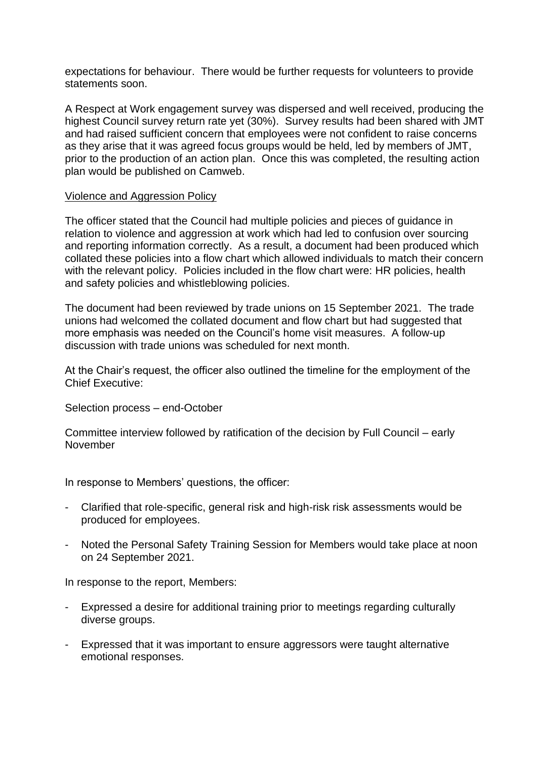expectations for behaviour. There would be further requests for volunteers to provide statements soon.

A Respect at Work engagement survey was dispersed and well received, producing the highest Council survey return rate yet (30%). Survey results had been shared with JMT and had raised sufficient concern that employees were not confident to raise concerns as they arise that it was agreed focus groups would be held, led by members of JMT, prior to the production of an action plan. Once this was completed, the resulting action plan would be published on Camweb.

<u>Violence and Aggression Policy</u>

The officer stated that the Council had multiple policies and pieces of guidance in relation to violence and aggression at work which had led to confusion over sourcing and reporting information correctly. As a result, a document had been produced which collated these policies into a flow chart which allowed individuals to match their concern with the relevant policy. Policies included in the flow chart were: HR policies, health and safety policies and whistleblowing policies.

The document had been reviewed by trade unions on 15 September 2021. The trade unions had welcomed the collated document and flow chart but had suggested that more emphasis was needed on the Council's home visit measures. A follow-up discussion with trade unions was scheduled for next month.

At the Chair's request, the officer also outlined the timeline for the employment of the Chief Executive:

Selection process – end-October

Committee interview followed by ratification of the decision by Full Council – early November

In response to Members' questions, the officer:

- Clarified that role-specific, general risk and high-risk risk assessments would be produced for employees.
- Noted the Personal Safety Training Session for Members would take place at noon on 24 September 2021.

In response to the report, Members:

- Expressed a desire for additional training prior to meetings regarding culturally diverse groups.
- Expressed that it was important to ensure aggressors were taught alternative emotional responses.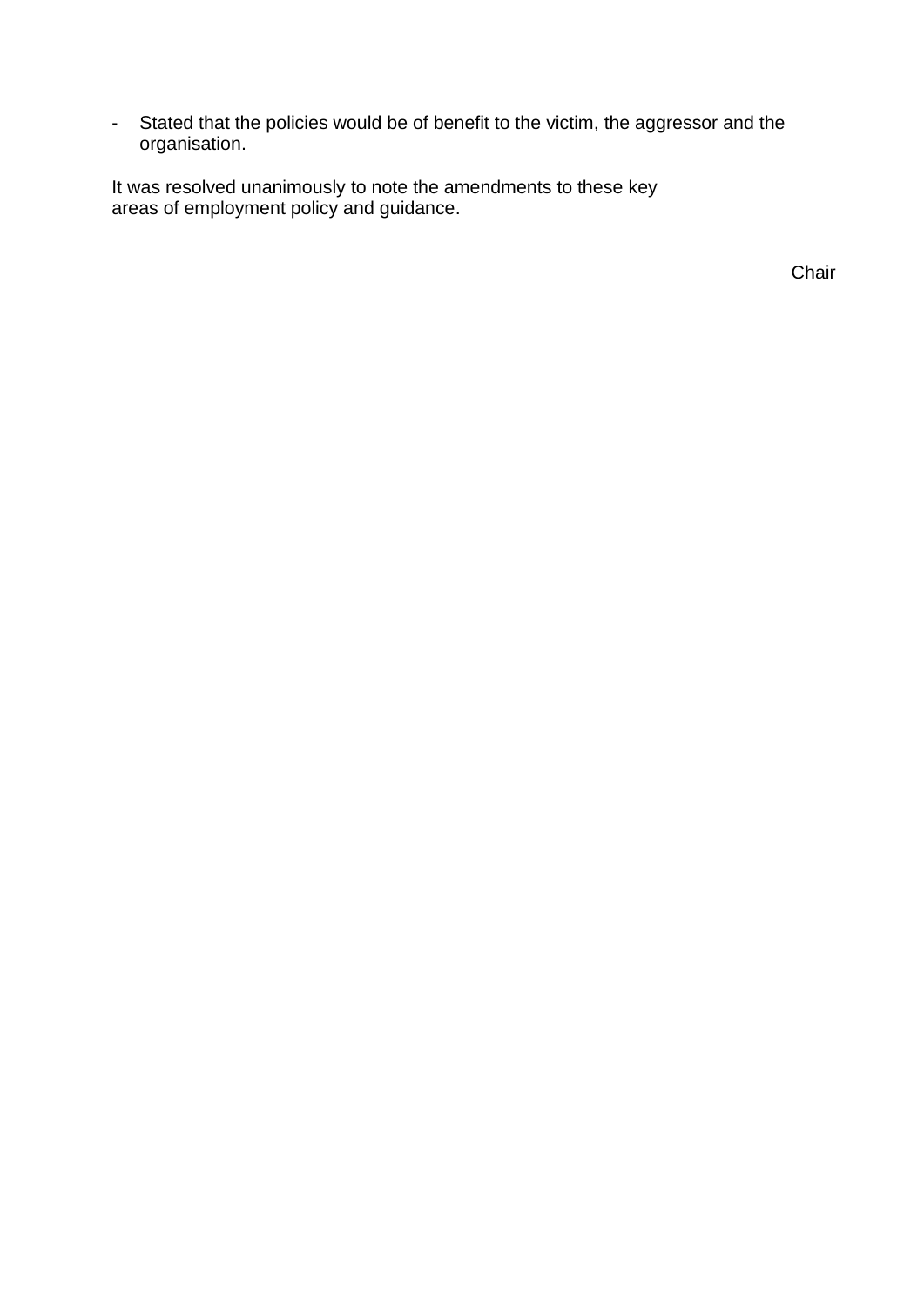- Stated that the policies would be of benefit to the victim, the aggressor and the organisation.

It was resolved unanimously to note the amendments to these key areas of employment policy and guidance.

Chair